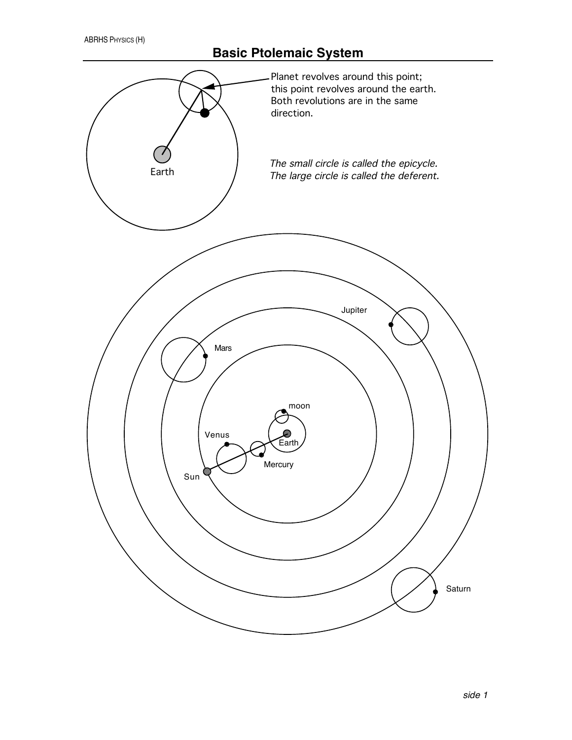# Basic Ptolemaic System

Planet revolves around this point; this point revolves around the earth. Both revolutions are in the same direction.

Earth

*The small circle is called the epicycle.*
*The large circle is called the deferent.*

Jupiter

Mars

moon

Venus

Earth

Mercury

Sun

Saturn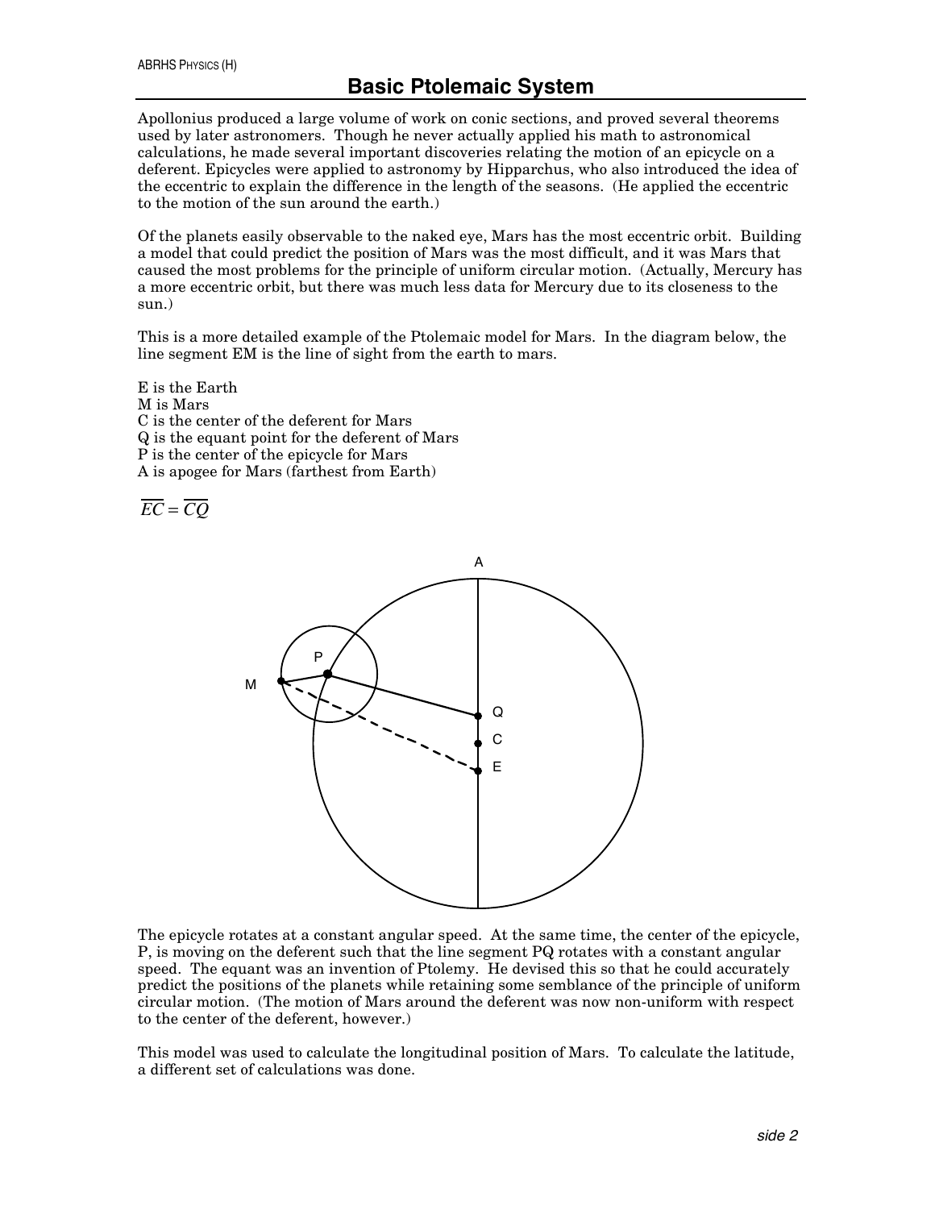# Basic Ptolemaic System

Apollonius produced a large volume of work on conic sections, and proved several theorems used by later astronomers. Though he never actually applied his math to astronomical calculations, he made several important discoveries relating the motion of an epicycle on a deferent. Epicycles were applied to astronomy by Hipparchus, who also introduced the idea of the eccentric to explain the difference in the length of the seasons. (He applied the eccentric to the motion of the sun around the earth.)

Of the planets easily observable to the naked eye, Mars has the most eccentric orbit. Building a model that could predict the position of Mars was the most difficult, and it was Mars that caused the most problems for the principle of uniform circular motion. (Actually, Mercury has a more eccentric orbit, but there was much less data for Mercury due to its closeness to the sun.)

This is a more detailed example of the Ptolemaic model for Mars. In the diagram below, the line segment EM is the line of sight from the earth to mars.

E is the Earth
M is Mars
C is the center of the deferent for Mars
Q is the equant point for the deferent of Mars
P is the center of the epicycle for Mars
A is apogee for Mars (farthest from Earth)

$\overline{EC} = \overline{CQ}$

A

P

M

Q

C

E

The epicycle rotates at a constant angular speed. At the same time, the center of the epicycle, P, is moving on the deferent such that the line segment PQ rotates with a constant angular speed. The equant was an invention of Ptolemy. He devised this so that he could accurately predict the positions of the planets while retaining some semblance of the principle of uniform circular motion. (The motion of Mars around the deferent was now non-uniform with respect to the center of the deferent, however.)

This model was used to calculate the longitudinal position of Mars. To calculate the latitude, a different set of calculations was done.